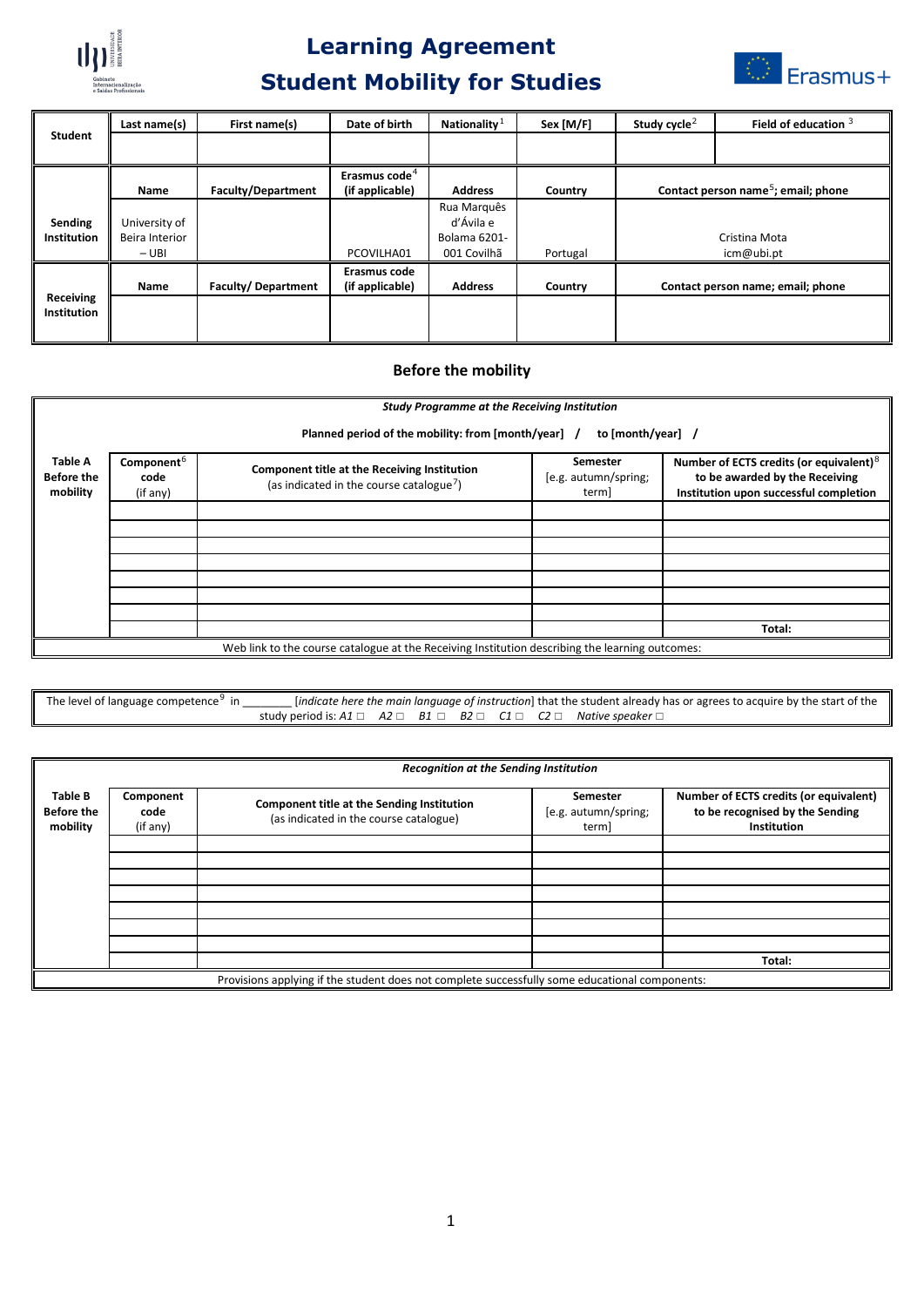# Learning Agreement
# Student Mobility for Studies

| Student | Last name(s) | First name(s) | Date of birth | Nationality[1] | Sex [M/F] | Study cycle[2] | Field of education [3] |
|---|---|---|---|---|---|---|---|
| | | | | | | | |
| **Sending Institution** | **Name** | **Faculty/Department** | **Erasmus code[4] (if applicable)** | **Address** | **Country** | **Contact person name[5]; email; phone** | |
| | University of Beira Interior – UBI | | PCOVILHA01 | Rua Marquês d'Ávila e Bolama 6201-001 Covilhã | Portugal | Cristina Mota icm@ubi.pt | |
| **Receiving Institution** | **Name** | **Faculty/ Department** | **Erasmus code (if applicable)** | **Address** | **Country** | **Contact person name; email; phone** | |
| | | | | | | | |

## Before the mobility

| *Study Programme at the Receiving Institution* | | | | |
|---|---|---|---|---|
| **Planned period of the mobility: from [month/year] / to [month/year] /** | | | | |
| **Table A Before the mobility** | **Component[6] code** (if any) | **Component title at the Receiving Institution** (as indicated in the course catalogue[7]) | **Semester** [e.g. autumn/spring; term] | **Number of ECTS credits (or equivalent)[8] to be awarded by the Receiving Institution upon successful completion** |
| | | | | |
| | | | | |
| | | | | |
| | | | | |
| | | | | |
| | | | | |
| | | | | |
| | | | | **Total:** |
| Web link to the course catalogue at the Receiving Institution describing the learning outcomes: | | | | |

The level of language competence[9] in ________ [*indicate here the main language of instruction*] that the student already has or agrees to acquire by the start of the study period is: *A1* □ *A2* □ *B1* □ *B2* □ *C1* □ *C2* □ *Native speaker* □

| *Recognition at the Sending Institution* | | | | |
|---|---|---|---|---|
| **Table B Before the mobility** | **Component code** (if any) | **Component title at the Sending Institution** (as indicated in the course catalogue) | **Semester** [e.g. autumn/spring; term] | **Number of ECTS credits (or equivalent) to be recognised by the Sending Institution** |
| | | | | |
| | | | | |
| | | | | |
| | | | | |
| | | | | |
| | | | | |
| | | | | |
| | | | | **Total:** |
| Provisions applying if the student does not complete successfully some educational components: | | | | |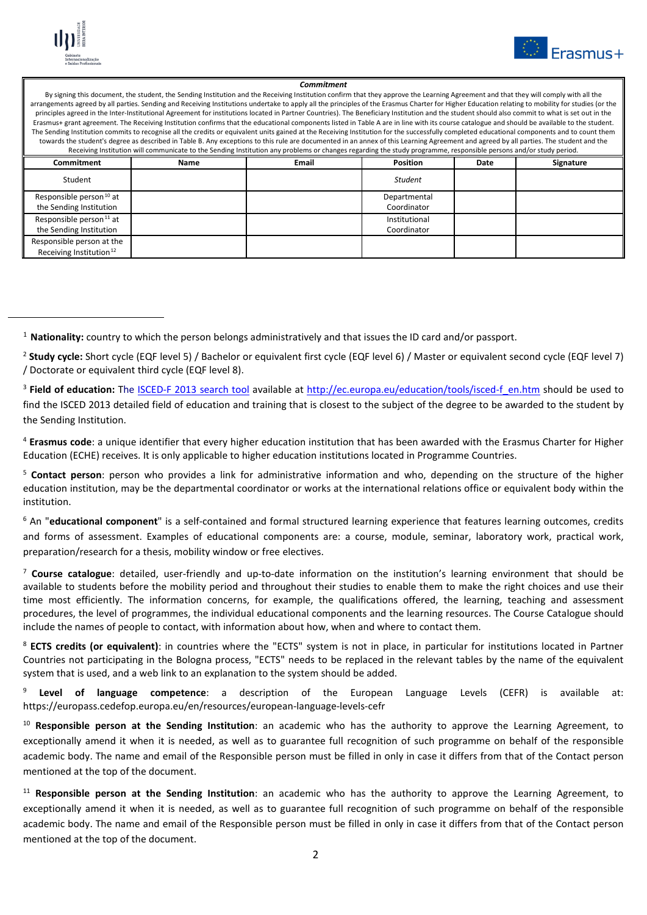| Commitment | | | | | |
|---|---|---|---|---|---|
| By signing this document, the student, the Sending Institution and the Receiving Institution confirm that they approve the Learning Agreement and that they will comply with all the arrangements agreed by all parties. Sending and Receiving Institutions undertake to apply all the principles of the Erasmus Charter for Higher Education relating to mobility for studies (or the principles agreed in the Inter-Institutional Agreement for institutions located in Partner Countries). The Beneficiary Institution and the student should also commit to what is set out in the Erasmus+ grant agreement. The Receiving Institution confirms that the educational components listed in Table A are in line with its course catalogue and should be available to the student. The Sending Institution commits to recognise all the credits or equivalent units gained at the Receiving Institution for the successfully completed educational components and to count them towards the student's degree as described in Table B. Any exceptions to this rule are documented in an annex of this Learning Agreement and agreed by all parties. The student and the Receiving Institution will communicate to the Sending Institution any problems or changes regarding the study programme, responsible persons and/or study period. | | | | | |
| **Commitment** | **Name** | **Email** | **Position** | **Date** | **Signature** |
| Student | | | *Student* | | |
| Responsible person[10] at the Sending Institution | | | Departmental Coordinator | | |
| Responsible person[11] at the Sending Institution | | | Institutional Coordinator | | |
| Responsible person at the Receiving Institution[12] | | | | | |

---

[1] **Nationality:** country to which the person belongs administratively and that issues the ID card and/or passport.

[2] **Study cycle:** Short cycle (EQF level 5) / Bachelor or equivalent first cycle (EQF level 6) / Master or equivalent second cycle (EQF level 7) / Doctorate or equivalent third cycle (EQF level 8).

[3] **Field of education:** The ISCED-F 2013 search tool available at http://ec.europa.eu/education/tools/isced-f_en.htm should be used to find the ISCED 2013 detailed field of education and training that is closest to the subject of the degree to be awarded to the student by the Sending Institution.

[4] **Erasmus code**: a unique identifier that every higher education institution that has been awarded with the Erasmus Charter for Higher Education (ECHE) receives. It is only applicable to higher education institutions located in Programme Countries.

[5] **Contact person**: person who provides a link for administrative information and who, depending on the structure of the higher education institution, may be the departmental coordinator or works at the international relations office or equivalent body within the institution.

[6] An "**educational component**" is a self-contained and formal structured learning experience that features learning outcomes, credits and forms of assessment. Examples of educational components are: a course, module, seminar, laboratory work, practical work, preparation/research for a thesis, mobility window or free electives.

[7] **Course catalogue**: detailed, user-friendly and up-to-date information on the institution's learning environment that should be available to students before the mobility period and throughout their studies to enable them to make the right choices and use their time most efficiently. The information concerns, for example, the qualifications offered, the learning, teaching and assessment procedures, the level of programmes, the individual educational components and the learning resources. The Course Catalogue should include the names of people to contact, with information about how, when and where to contact them.

[8] **ECTS credits (or equivalent)**: in countries where the "ECTS" system is not in place, in particular for institutions located in Partner Countries not participating in the Bologna process, "ECTS" needs to be replaced in the relevant tables by the name of the equivalent system that is used, and a web link to an explanation to the system should be added.

[9] **Level of language competence**: a description of the European Language Levels (CEFR) is available at: https://europass.cedefop.europa.eu/en/resources/european-language-levels-cefr

[10] **Responsible person at the Sending Institution**: an academic who has the authority to approve the Learning Agreement, to exceptionally amend it when it is needed, as well as to guarantee full recognition of such programme on behalf of the responsible academic body. The name and email of the Responsible person must be filled in only in case it differs from that of the Contact person mentioned at the top of the document.

[11] **Responsible person at the Sending Institution**: an academic who has the authority to approve the Learning Agreement, to exceptionally amend it when it is needed, as well as to guarantee full recognition of such programme on behalf of the responsible academic body. The name and email of the Responsible person must be filled in only in case it differs from that of the Contact person mentioned at the top of the document.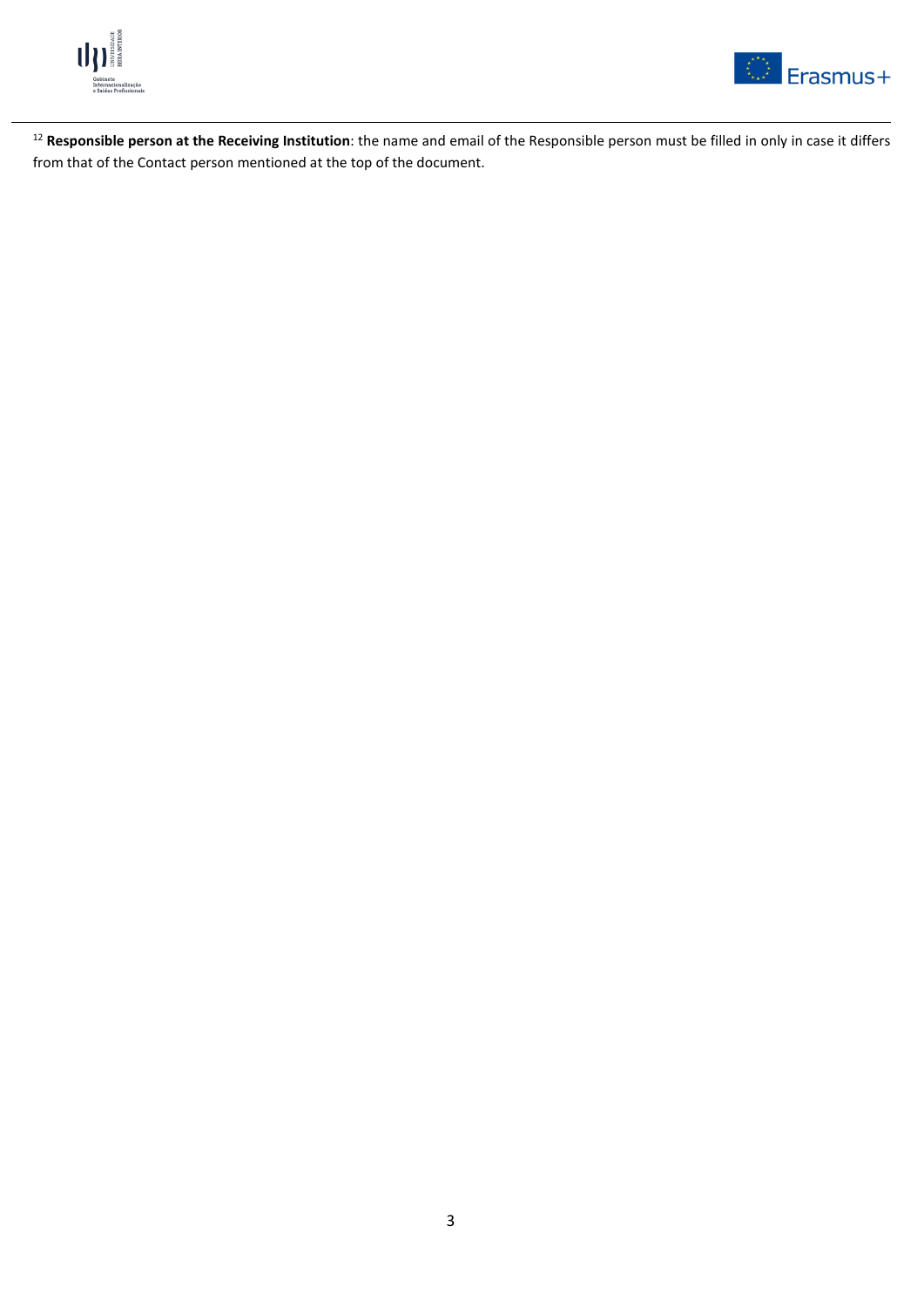[12] **Responsible person at the Receiving Institution**: the name and email of the Responsible person must be filled in only in case it differs from that of the Contact person mentioned at the top of the document.